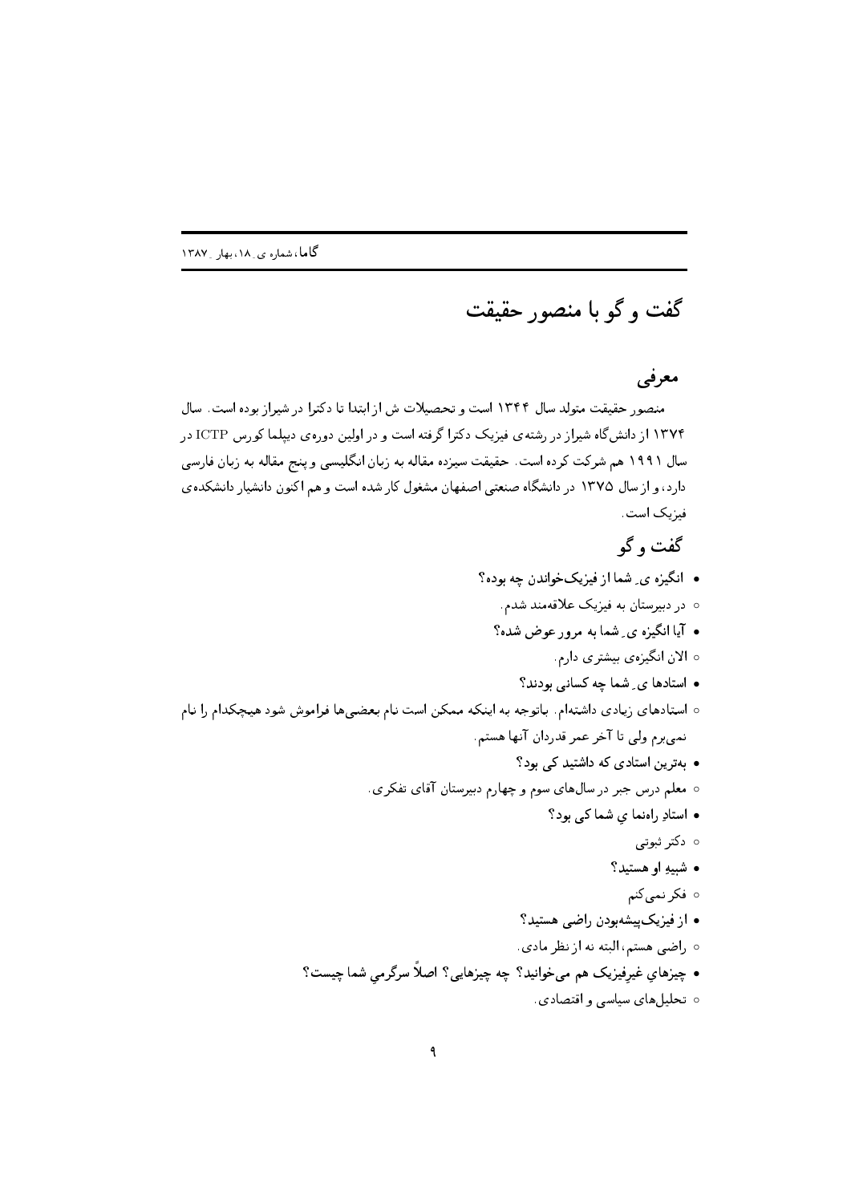# گفت و گو با منصور حقیقت

## معرفی

منصور حقیقت متولد سال ۱۳۴۴ است و تحصیلات ش از ابتدا تا دکترا در شیراز بوده است. سال ۱۳۷۴ از دانش‌گاه شیراز در رشته‌ی فیزیک دکترا گرفته است و در اولین دوره‌ی دیپلما کورس ICTP در سال ۱۹۹۱ هم شرکت کرده است. حقیقت سیزده مقاله به زبان انگلیسی و پنج مقاله به زبان فارسی دارد، و از سال ۱۳۷۵ در دانشگاه صنعتی اصفهان مشغول کار شده است و هم اکنون دانشیار دانشکده‌ی فیزیک است.

## گفت و گو

- **انگیزه ی ِ شما از فیزیک‌خواندن چه بوده؟**
  - در دبیرستان به فیزیک علاقه‌مند شدم.
- **آیا انگیزه ی ِ شما به مرور عوض شده؟**
  - الان انگیزه‌ی بیشتری دارم.
- **استادها ی ِ شما چه کسانی بودند؟**
  - استادهای زیادی داشته‌ام. باتوجه به اینکه ممکن است نام بعضی‌ها فراموش شود هیچکدام را نام نمی‌برم ولی تا آخر عمر قدردان آنها هستم.
- **بهترین استادی که داشتید کی بود؟**
  - معلم درس جبر در سال‌های سوم و چهارم دبیرستان آقای تفکری.
- **استادِ راهنما يِ شما کی بود؟**
  - دکتر ثبوتی
- **شبیهِ او هستید؟**
  - فکر نمی‌کنم
- **از فیزیک‌پیشه‌بودن راضی هستید؟**
  - راضی هستم، البته نه از نظر مادی.
- **چیزهايِ غیرِفیزیک هم می‌خوانید؟ چه چیزهایی؟ اصلاً سرگرمیِ شما چیست؟**
  - تحلیل‌های سیاسی و اقتصادی.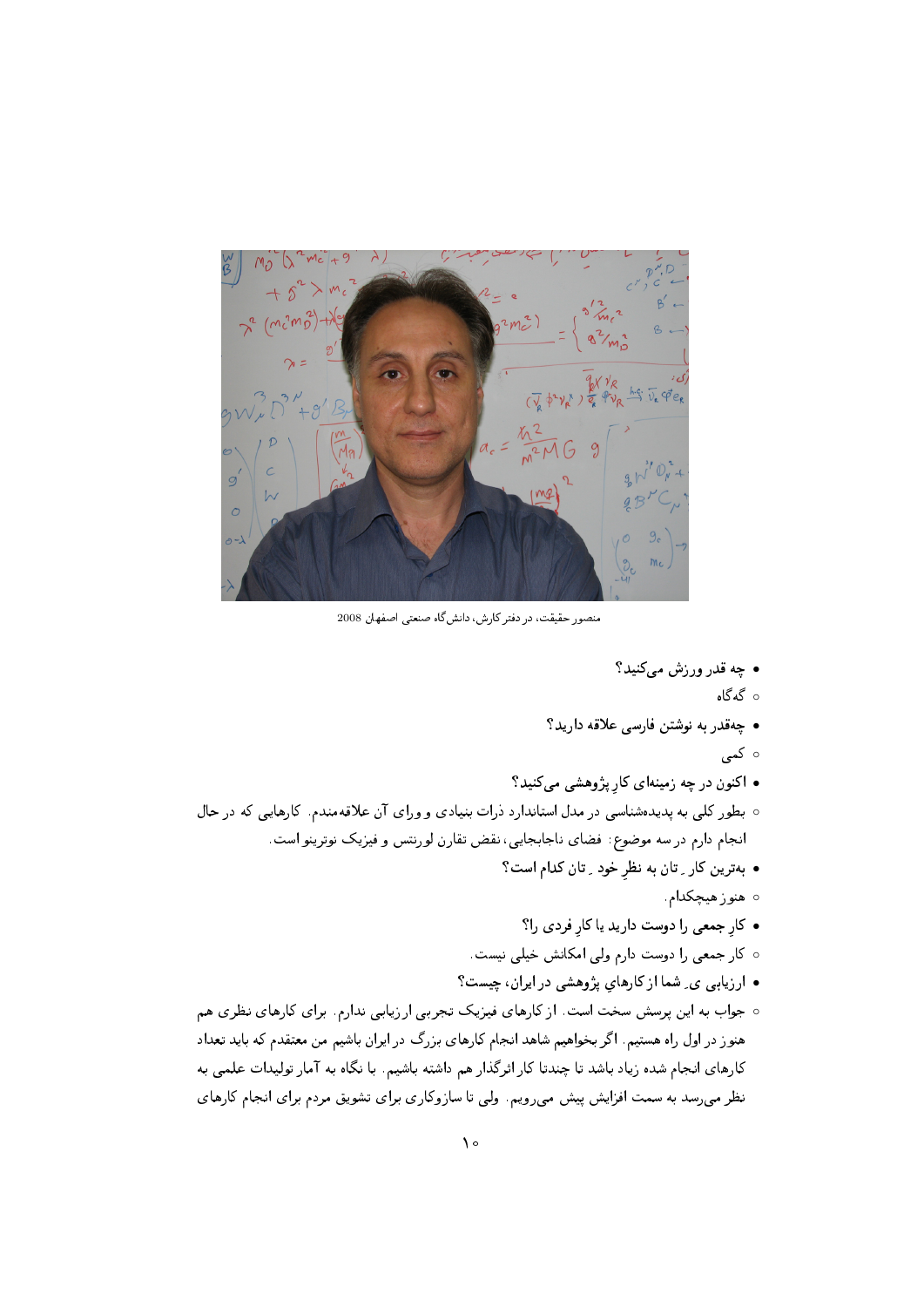منصور حقیقت، در دفتر کارش، دانشگاه صنعتی اصفهان 2008

- چه قدر ورزش می‌کنید؟
  - گه‌گاه
- چه‌قدر به نوشتن فارسی علاقه دارید؟
  - کمی
- اکنون در چه زمینه‌ای کارِ پژوهشی می‌کنید؟
  - بطور کلی به پدیده‌شناسی در مدل استاندارد ذرات بنیادی و ورای آن علاقه‌مندم. کارهایی که در حال انجام دارم در سه موضوع: فضای ناجابجایی، نقض تقارن لورنتس و فیزیک نوترینو است.
- بهترین کار ـِ تان به نظرِ خود ـِ تان کدام است؟
  - هنوز هیچکدام.
- کارِ جمعی را دوست دارید یا کارِ فردی را؟
  - کار جمعی را دوست دارم ولی امکانش خیلی نیست.
- ارزیابی یِ شما از کارهایِ پژوهشی در ایران، چیست؟
  - جواب به این پرسش سخت است. از کارهای فیزیک تجربی ارزیابی ندارم. برای کارهای نظری هم هنوز در اول راه هستیم. اگر بخواهیم شاهد انجام کارهای بزرگ در ایران باشیم من معتقدم که باید تعداد کارهای انجام شده زیاد باشد تا چندتا کار اثرگذار هم داشته باشیم. با نگاه به آمار تولیدات علمی به نظر می‌رسد به سمت افزایش پیش می‌رویم. ولی تا سازوکاری برای تشویق مردم برای انجام کارهای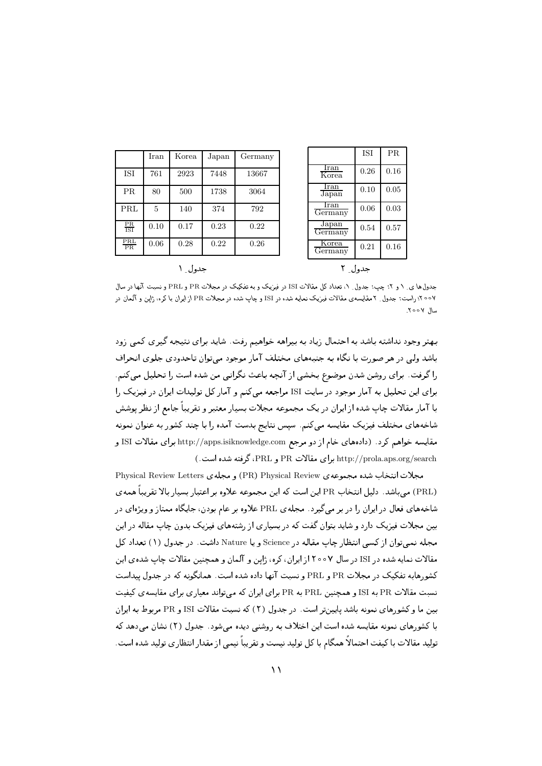|  | Iran | Korea | Japan | Germany |
|---|---|---|---|---|
| ISI | 761 | 2923 | 7448 | 13667 |
| PR | 80 | 500 | 1738 | 3064 |
| PRL | 5 | 140 | 374 | 792 |
| $\frac{PR}{ISI}$ | 0.10 | 0.17 | 0.23 | 0.22 |
| $\frac{PRL}{PR}$ | 0.06 | 0.28 | 0.22 | 0.26 |

جدول ـ ۱

|  | ISI | PR |
|---|---|---|
| $\frac{Iran}{Korea}$ | 0.26 | 0.16 |
| $\frac{Iran}{Japan}$ | 0.10 | 0.05 |
| $\frac{Iran}{Germany}$ | 0.06 | 0.03 |
| $\frac{Japan}{Germany}$ | 0.54 | 0.57 |
| $\frac{Korea}{Germany}$ | 0.21 | 0.16 |

جدول ـ ۲

جدول‌ها ی ـ ۱ و ۲: چپ: جدول ـ ۱، تعداد کل مقالات ISI در فیزیک و به تفکیک در مجلات PR و PRL و نسبت آنها در سال ۲۰۰۷؛ راست: جدول ـ ۲ مقایسه‌ی مقالات فیزیک نمایه شده در ISI و چاپ شده در مجلات PR از ایران با کره، ژاپن و آلمان در سال ۲۰۰۷.

بهتر وجود نداشته باشد به احتمال زیاد به بیراهه خواهیم رفت. شاید برای نتیجه گیری کمی زود باشد ولی در هر صورت با نگاه به جنبه‌های مختلف آمار موجود می‌توان تاحدودی جلوی انحراف را گرفت. برای روشن شدن موضوع بخشی از آنچه باعث نگرانی من شده است را تحلیل می‌کنم. برای این تحلیل به آمار موجود در سایت ISI مراجعه می‌کنم و آمار کل تولیدات ایران در فیزیک را با آمار مقالات چاپ شده از ایران در یک مجموعه مجلات بسیار معتبر و تقریباً جامع از نظر پوشش شاخه‌های مختلف فیزیک مقایسه می‌کنم. سپس نتایج بدست آمده را با چند کشور به عنوان نمونه مقایسه خواهم کرد. (داده‌های خام از دو مرجع http://apps.isiknowledge.com برای مقالات ISI و http://prola.aps.org/search برای مقالات PR و PRL، گرفته شده است.)

مجلات انتخاب شده مجموعه‌ی Physical Review (PR) و مجله‌ی Physical Review Letters (PRL) می‌باشد. دلیل انتخاب PR این است که این مجموعه علاوه بر اعتبار بسیار بالا تقریباً همه‌ی شاخه‌های فعال در ایران را در بر می‌گیرد. مجله‌ی PRL علاوه بر عام بودن، جایگاه ممتاز و ویژه‌ای در بین مجلات فیزیک دارد و شاید بتوان گفت که در بسیاری از رشته‌های فیزیک بدون چاپ مقاله در این مجله نمی‌توان از کسی انتظار چاپ مقاله در Science و یا Nature داشت. در جدول (۱) تعداد کل مقالات نمایه شده در ISI در سال ۲۰۰۷ از ایران، کره، ژاپن و آلمان و همچنین مقالات چاپ شده‌ی این کشورهابه تفکیک در مجلات PR و PRL و نسبت آنها داده شده است. همانگونه که در جدول پیداست نسبت مقالات PR به ISI و همچنین PRL به PR برای ایران که می‌تواند معیاری برای مقایسه‌ی کیفیت بین ما و کشورهای نمونه باشد پایین‌تر است. در جدول (۲) که نسبت مقالات ISI و PR مربوط به ایران با کشورهای نمونه مقایسه شده است این اختلاف به روشنی دیده می‌شود. جدول (۲) نشان می‌دهد که تولید مقالات با کیفیت احتمالاً همگام با کل تولید نیست و تقریباً نیمی از مقدار انتظاری تولید شده است.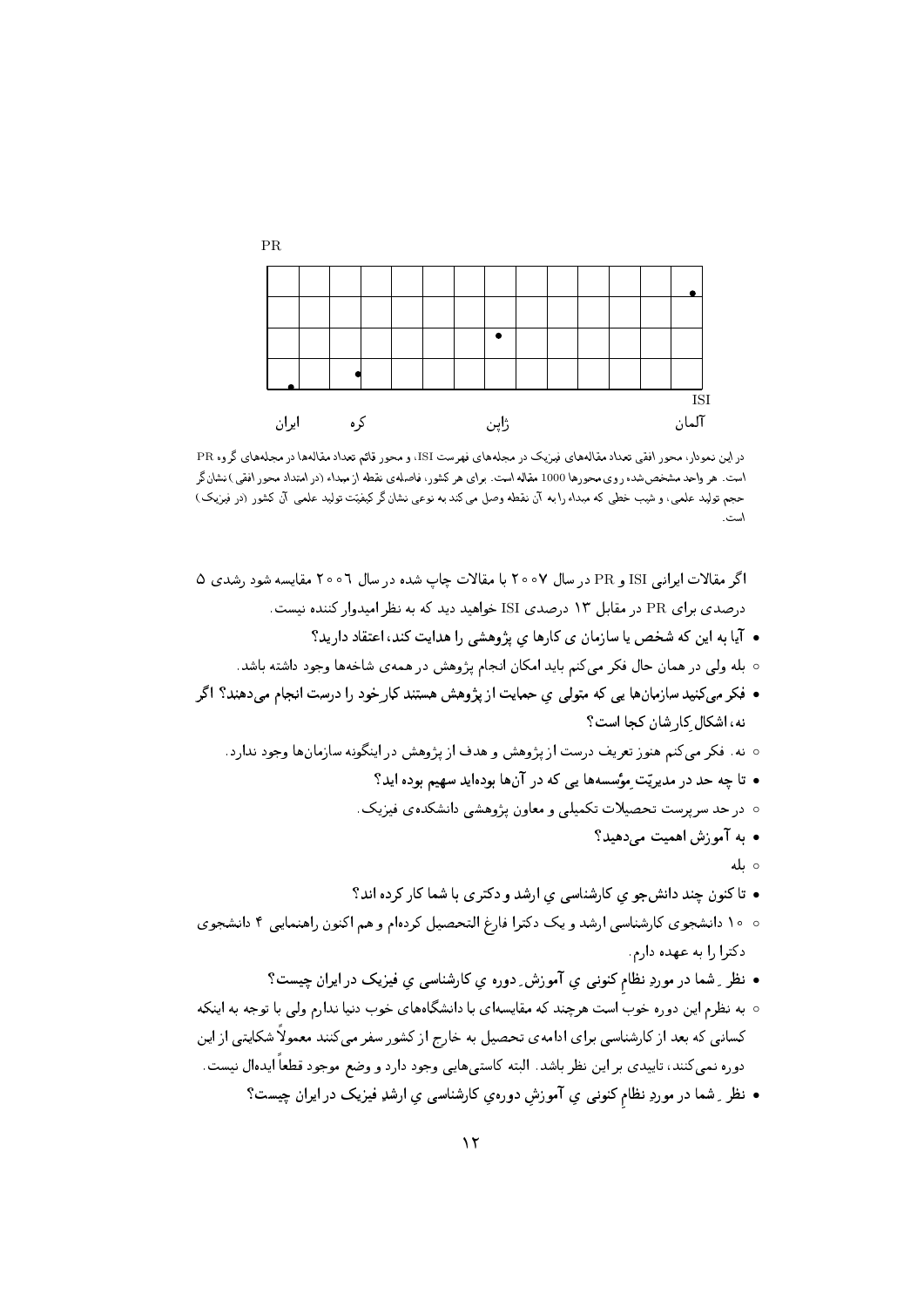در این نمودار، محور افقی تعداد مقاله‌های فیزیک در مجله‌های فهرست ISI، و محور قائم تعداد مقاله‌ها در مجله‌های گروه PR است. هر واحد مشخص‌شده روی محورها 1000 مقاله است. برای هر کشور، فاصله‌ی نقطه از مبداء (در امتداد محور افقی) نشان‌گر حجم تولید علمی، و شیب خطی که مبداء را به آن نقطه وصل می‌کند به نوعی نشان‌گر کیفیّت تولید علمی آن کشور (در فیزیک) است.

اگر مقالات ایرانی ISI و PR در سال ۲۰۰۷ با مقالات چاپ شده در سال ۲۰۰۶ مقایسه شود رشدی ۵ درصدی برای PR در مقابل ۱۳ درصدی ISI خواهید دید که به نظر امیدوار کننده نیست.

- آیا به این که شخص یا سازمان ی کارها ی پژوهشی را هدایت کند، اعتقاد دارید؟
  - بله ولی در همان حال فکر می‌کنم باید امکان انجام پژوهش در همه‌ی شاخه‌ها وجود داشته باشد.
- فکر می‌کنید سازمان‌ها یی که متولی ی حمایت از پژوهش هستند کار خود را درست انجام می‌دهند؟ اگر نه، اشکال کارشان کجا است؟
  - نه. فکر می‌کنم هنوز تعریف درست از پژوهش و هدف از پژوهش در اینگونه سازمان‌ها وجود ندارد.
- تا چه حد در مدیریّت مؤسسه‌ها یی که در آن‌ها بوده‌اید سهیم بوده اید؟
  - در حد سرپرست تحصیلات تکمیلی و معاون پژوهشی دانشکده‌ی فیزیک.
- به آموزش اهمیت می‌دهید؟
  - بله
- تا کنون چند دانش‌جو ی کارشناسی ی ارشد و دکتری با شما کار کرده اند؟
  - ۱۰ دانشجوی کارشناسی ارشد و یک دکترا فارغ التحصیل کرده‌ام و هم اکنون راهنمایی ۴ دانشجوی دکترا را به عهده دارم.
- نظر ِ شما در موردِ نظامِ کنونی ی آموزش ِ دوره ی کارشناسی ی فیزیک در ایران چیست؟
  - به نظرم این دوره خوب است هرچند که مقایسه‌ای با دانشگاه‌های خوب دنیا ندارم ولی با توجه به اینکه کسانی که بعد از کارشناسی برای ادامه‌ی تحصیل به خارج از کشور سفر می‌کنند معمولاً شکایتی از این دوره نمی‌کنند، تاییدی بر این نظر باشد. البته کاستی‌هایی وجود دارد و وضع موجود قطعاً ایده‌ال نیست.
- نظر ِ شما در موردِ نظامِ کنونی ی آموزشِ دوره‌ی کارشناسی ی ارشدِ فیزیک در ایران چیست؟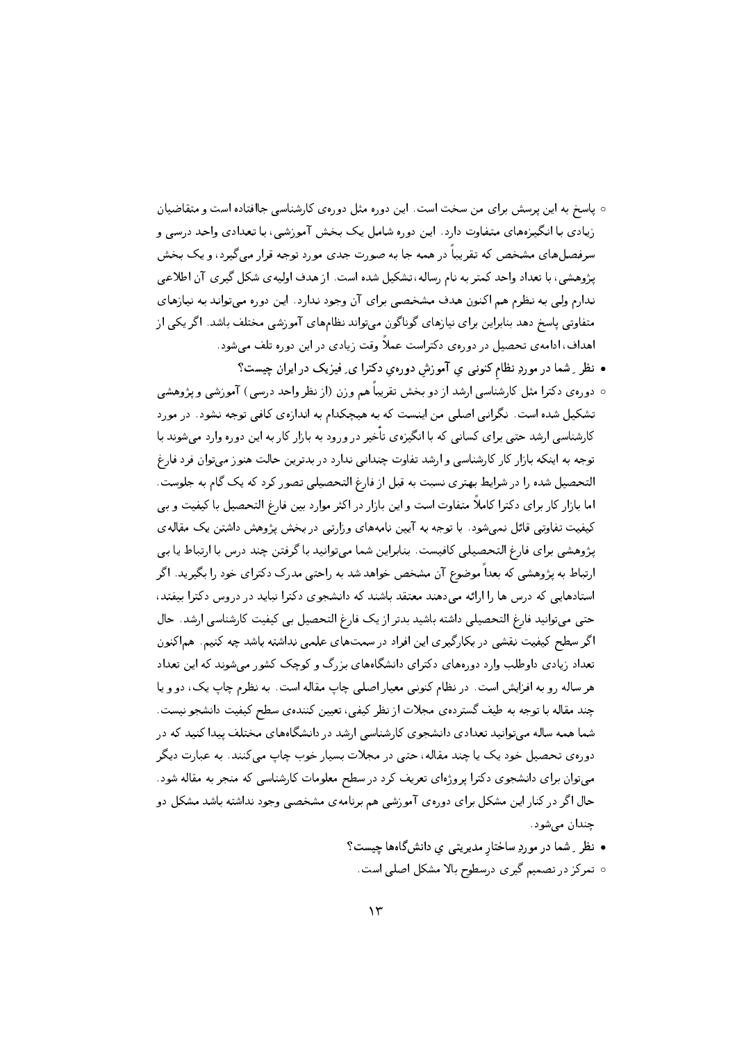- پاسخ به این پرسش برای من سخت است. این دوره مثل دوره‌ی کارشناسی جاافتاده است و متقاضیان زیادی با انگیزه‌های متفاوت دارد. این دوره شامل یک بخش آموزشی، با تعدادی واحد درسی و سرفصل‌های مشخص که تقریباً در همه جا به صورت جدی مورد توجه قرار می‌گیرد، و یک بخش پژوهشی، با تعداد واحد کمتر به نام رساله، تشکیل شده است. از هدف اولیه‌ی شکل گیری آن اطلاعی ندارم ولی به نظرم هم اکنون هدف مشخصی برای آن وجود ندارد. این دوره می‌تواند به نیازهای متفاوتی پاسخ دهد بنابراین برای نیازهای گوناگون می‌تواند نظام‌های آموزشی مختلف باشد. اگر یکی از اهداف، ادامه‌ی تحصیل در دوره‌ی دکتراست عملاً وقت زیادی در این دوره تلف می‌شود.

- **نظرِ شما در موردِ نظامِ کنونی یِ آموزشِ دوره‌یِ دکترا یِ فیزیک در ایران چیست؟**

- دوره‌ی دکترا مثل کارشناسی ارشد از دو بخش تقریباً هم وزن (از نظر واحد درسی) آموزشی و پژوهشی تشکیل شده است. نگرانی اصلی من اینست که به هیچکدام به اندازه‌ی کافی توجه نشود. در مورد کارشناسی ارشد حتی برای کسانی که با انگیزه‌ی تأخیر در ورود به بازار کار به این دوره وارد می‌شوند با توجه به اینکه بازار کار کارشناسی و ارشد تفاوت چندانی ندارد در بدترین حالت هنوز می‌توان فرد فارغ التحصیل شده را در شرایط بهتری نسبت به قبل از فارغ التحصیلی تصور کرد که یک گام به جلوست. اما بازار کار برای دکترا کاملاً متفاوت است و این بازار در اکثر موارد بین فارغ التحصیل با کیفیت و بی کیفیت تفاوتی قائل نمی‌شود. با توجه به آیین نامه‌های وزارتی در بخش پژوهش داشتن یک مقاله‌ی پژوهشی برای فارغ التحصیلی کافیست. بنابراین شما می‌توانید با گرفتن چند درس با ارتباط یا بی ارتباط به پژوهشی که بعداً موضوع آن مشخص خواهد شد به راحتی مدرک دکترای خود را بگیرید. اگر استادهایی که درس ها را ارائه می‌دهند معتقد باشند که دانشجوی دکترا نباید در دروس دکترا بیفتد، حتی می‌توانید فارغ التحصیلی داشته باشید بدتر از یک فارغ التحصیل بی کیفیت کارشناسی ارشد. حال اگر سطح کیفیت نقشی در بکارگیری این افراد در سمت‌های علمی نداشته باشد چه کنیم. هم‌اکنون تعداد زیادی داوطلب وارد دوره‌های دکترای دانشگاه‌های بزرگ و کوچک کشور می‌شوند که این تعداد هر ساله رو به افزایش است. در نظام کنونی معیار اصلی چاپ مقاله است. به نظرم چاپ یک، دو و یا چند مقاله با توجه به طیف گسترده‌ی مجلات از نظر کیفی، تعیین کننده‌ی سطح کیفیت دانشجو نیست. شما همه ساله می‌توانید تعدادی دانشجوی کارشناسی ارشد در دانشگاه‌های مختلف پیدا کنید که در دوره‌ی تحصیل خود یک یا چند مقاله، حتی در مجلات بسیار خوب چاپ می‌کنند. به عبارت دیگر می‌توان برای دانشجوی دکترا پروژه‌ای تعریف کرد در سطح معلومات کارشناسی که منجر به مقاله شود. حال اگر در کنار این مشکل برای دوره‌ی آموزشی هم برنامه‌ی مشخصی وجود نداشته باشد مشکل دو چندان می‌شود.

- **نظرِ شما در موردِ ساختارِ مدیریتی یِ دانشگاه‌ها چیست؟**

- تمرکز در تصمیم گیری درسطوح بالا مشکل اصلی است.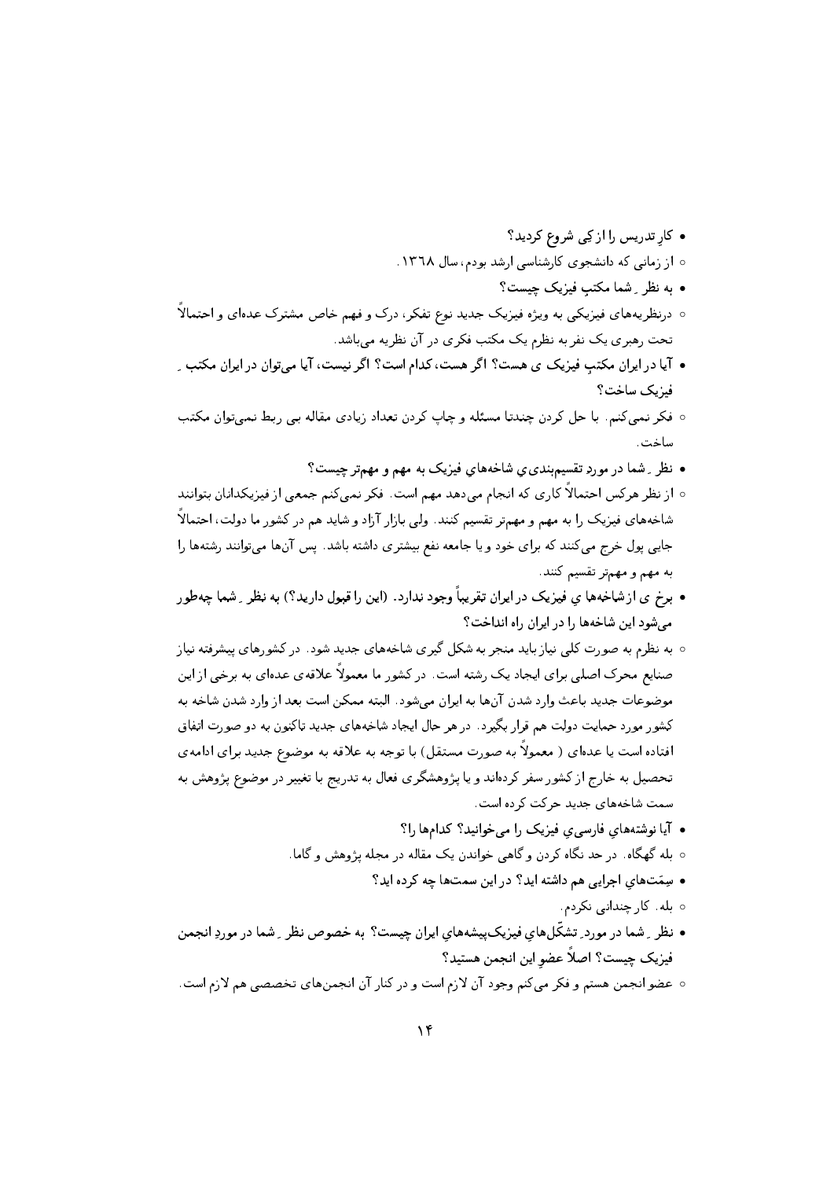- **کارِ تدریس را از کِی شروع کردید؟**
  - از زمانی که دانشجوی کارشناسی ارشد بودم، سال ۱۳۶۸.
- **به نظر ِ شما مکتبِ فیزیک چیست؟**
  - درنظریه‌های فیزیکی به ویژه فیزیک جدید نوع تفکر، درک و فهم خاص مشترک عده‌ای و احتمالاً تحت رهبری یک نفر به نظرم یک مکتب فکری در آن نظریه می‌باشد.
- **آیا در ایران مکتبِ فیزیک ی هست؟ اگر هست، کدام است؟ اگر نیست، آیا می‌توان در ایران مکتب ِ فیزیک ساخت؟**
  - فکر نمی‌کنم. با حل کردن چندتا مسئله و چاپ کردن تعداد زیادی مقاله بی ربط نمی‌توان مکتب ساخت.
- **نظر ِ شما در موردِ تقسیم‌بندی‌ی شاخه‌هاي فیزیک به مهم و مهم‌تر چیست؟**
  - از نظر هرکس احتمالاً کاری که انجام می‌دهد مهم است. فکر نمی‌کنم جمعی از فیزیکدانان بتوانند شاخه‌های فیزیک را به مهم و مهم‌تر تقسیم کنند. ولی بازار آزاد و شاید هم در کشور ما دولت، احتمالاً جایی پول خرج می‌کنند که برای خود و یا جامعه نفع بیشتری داشته باشد. پس آن‌ها می‌توانند رشته‌ها را به مهم و مهم‌تر تقسیم کنند.
- **برخ ی از شاخه‌ها ي فیزیک در ایران تقریباً وجود ندارد. (این را قبول دارید؟) به نظر ِ شما چه‌طور می‌شود این شاخه‌ها را در ایران راه انداخت؟**
  - به نظرم به صورت کلی نیاز باید منجر به شکل گیری شاخه‌های جدید شود. در کشورهای پیشرفته نیاز صنایع محرک اصلی برای ایجاد یک رشته است. در کشور ما معمولاً علاقه‌ی عده‌ای به برخی از این موضوعات جدید باعث وارد شدن آن‌ها به ایران می‌شود. البته ممکن است بعد از وارد شدن شاخه به کشور مورد حمایت دولت هم قرار بگیرد. در هر حال ایجاد شاخه‌های جدید تاکنون به دو صورت اتفاق افتاده است یا عده‌ای ( معمولاً به صورت مستقل) با توجه به علاقه به موضوع جدید برای ادامه‌ی تحصیل به خارج از کشور سفر کرده‌اند و یا پژوهشگری فعال به تدریج با تغییر در موضوع پژوهش به سمت شاخه‌های جدید حرکت کرده است.
- **آیا نوشته‌هاي فارسي‌ي فیزیک را می‌خوانید؟ کدام‌ها را؟**
  - بله گه‌گاه. در حد نگاه کردن و گاهی خواندن یک مقاله در مجله پژوهش و گاما.
- **سِمَت‌هاي اجرایی هم داشته اید؟ در این سمت‌ها چه کرده اید؟**
  - بله. کار چندانی نکردم.
- **نظر ِ شما در مورد ِ تشکّل‌هاي فیزیک‌پیشه‌هاي ایران چیست؟ به خصوص نظر ِ شما در موردِ انجمن فیزیک چیست؟ اصلاً عضوِ این انجمن هستید؟**
  - عضو انجمن هستم و فکر می‌کنم وجود آن لازم است و در کنار آن انجمن‌های تخصصی هم لازم است.